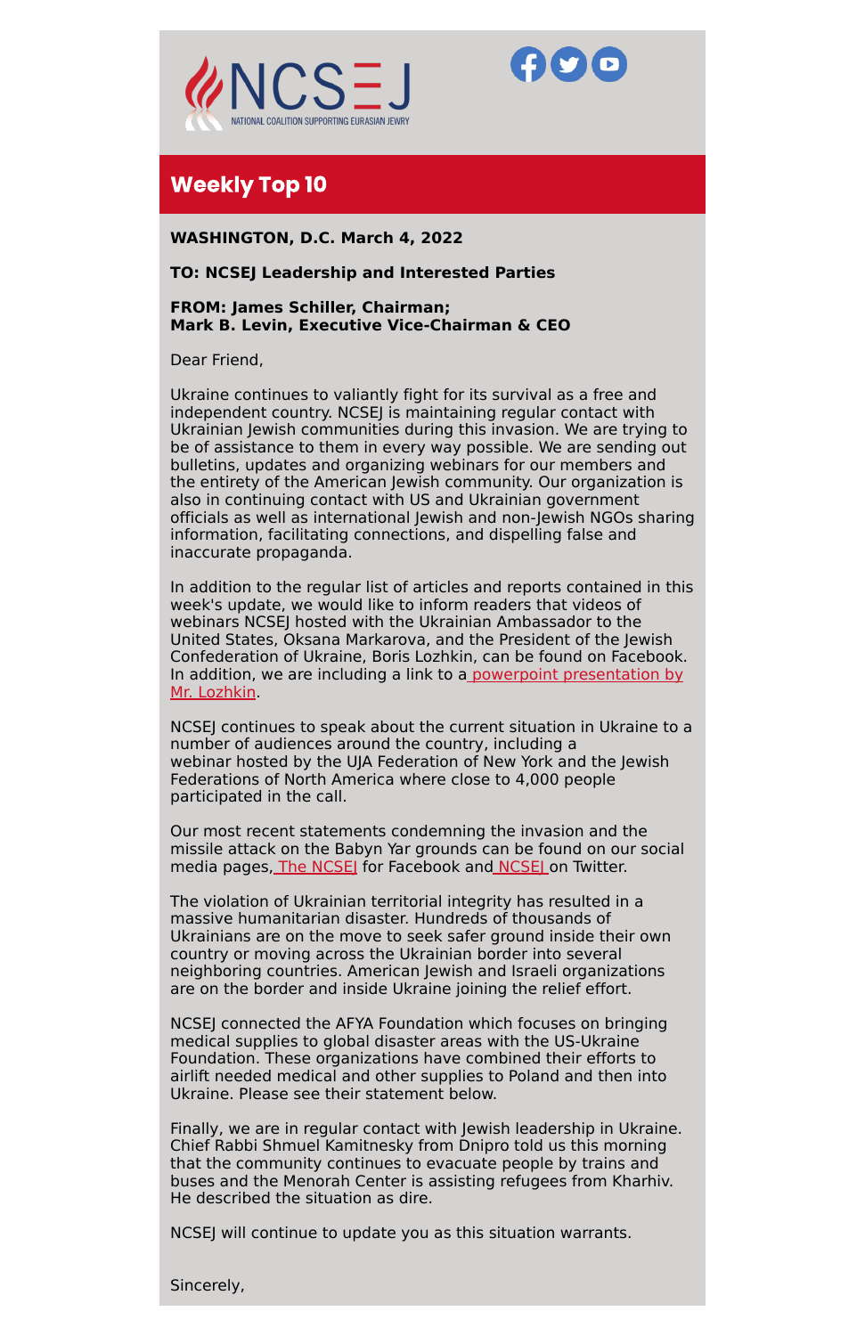NCSEJ
NATIONAL COALITION SUPPORTING EURASIAN JEWRY

## Weekly Top 10

**WASHINGTON, D.C. March 4, 2022**

**TO: NCSEJ Leadership and Interested Parties**

**FROM: James Schiller, Chairman;**
**Mark B. Levin, Executive Vice-Chairman & CEO**

Dear Friend,

Ukraine continues to valiantly fight for its survival as a free and independent country. NCSEJ is maintaining regular contact with Ukrainian Jewish communities during this invasion. We are trying to be of assistance to them in every way possible. We are sending out bulletins, updates and organizing webinars for our members and the entirety of the American Jewish community. Our organization is also in continuing contact with US and Ukrainian government officials as well as international Jewish and non-Jewish NGOs sharing information, facilitating connections, and dispelling false and inaccurate propaganda.

In addition to the regular list of articles and reports contained in this week's update, we would like to inform readers that videos of webinars NCSEJ hosted with the Ukrainian Ambassador to the United States, Oksana Markarova, and the President of the Jewish Confederation of Ukraine, Boris Lozhkin, can be found on Facebook. In addition, we are including a link to a powerpoint presentation by Mr. Lozhkin.

NCSEJ continues to speak about the current situation in Ukraine to a number of audiences around the country, including a webinar hosted by the UJA Federation of New York and the Jewish Federations of North America where close to 4,000 people participated in the call.

Our most recent statements condemning the invasion and the missile attack on the Babyn Yar grounds can be found on our social media pages, The NCSEJ for Facebook and NCSEJ on Twitter.

The violation of Ukrainian territorial integrity has resulted in a massive humanitarian disaster. Hundreds of thousands of Ukrainians are on the move to seek safer ground inside their own country or moving across the Ukrainian border into several neighboring countries. American Jewish and Israeli organizations are on the border and inside Ukraine joining the relief effort.

NCSEJ connected the AFYA Foundation which focuses on bringing medical supplies to global disaster areas with the US-Ukraine Foundation. These organizations have combined their efforts to airlift needed medical and other supplies to Poland and then into Ukraine. Please see their statement below.

Finally, we are in regular contact with Jewish leadership in Ukraine. Chief Rabbi Shmuel Kamitnesky from Dnipro told us this morning that the community continues to evacuate people by trains and buses and the Menorah Center is assisting refugees from Kharhiv. He described the situation as dire.

NCSEJ will continue to update you as this situation warrants.

Sincerely,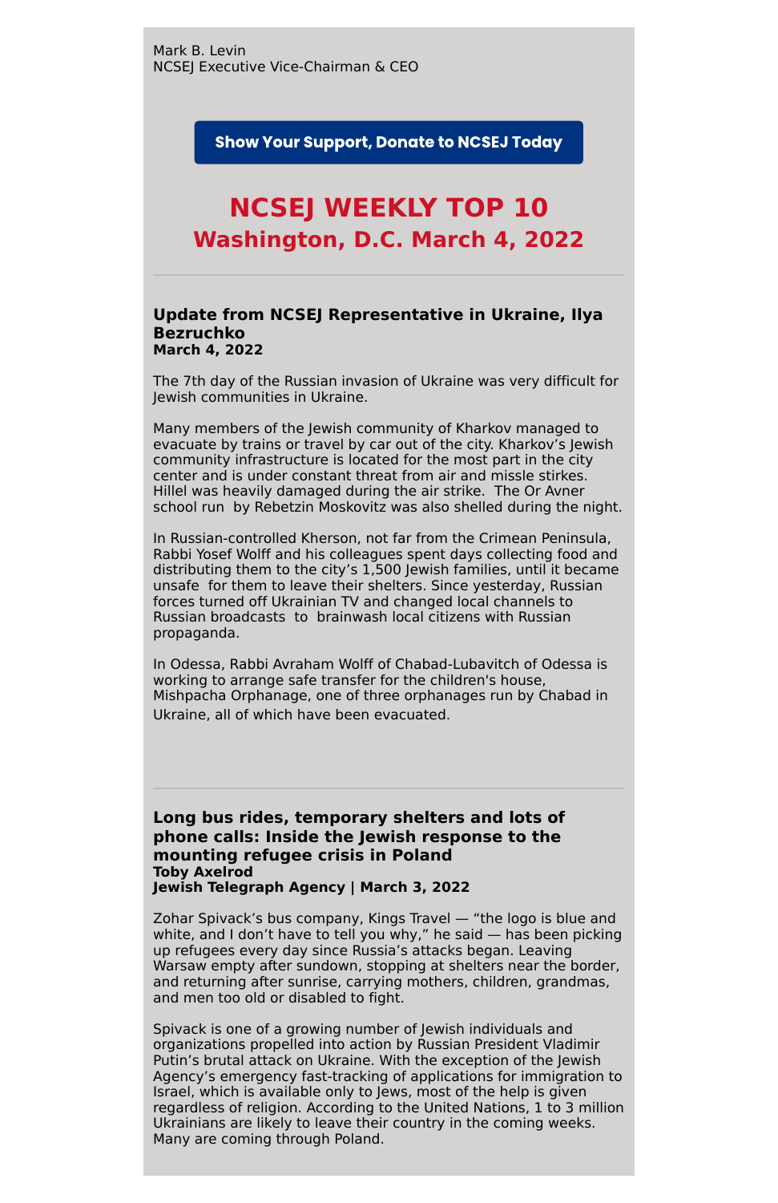Mark B. Levin
NCSEJ Executive Vice-Chairman & CEO

**Show Your Support, Donate to NCSEJ Today**

# NCSEJ WEEKLY TOP 10

## Washington, D.C. March 4, 2022

---

### Update from NCSEJ Representative in Ukraine, Ilya Bezruchko

**March 4, 2022**

The 7th day of the Russian invasion of Ukraine was very difficult for Jewish communities in Ukraine.

Many members of the Jewish community of Kharkov managed to evacuate by trains or travel by car out of the city. Kharkov's Jewish community infrastructure is located for the most part in the city center and is under constant threat from air and missle strikes. Hillel was heavily damaged during the air strike. The Or Avner school run by Rebetzin Moskovitz was also shelled during the night.

In Russian-controlled Kherson, not far from the Crimean Peninsula, Rabbi Yosef Wolff and his colleagues spent days collecting food and distributing them to the city's 1,500 Jewish families, until it became unsafe for them to leave their shelters. Since yesterday, Russian forces turned off Ukrainian TV and changed local channels to Russian broadcasts to brainwash local citizens with Russian propaganda.

In Odessa, Rabbi Avraham Wolff of Chabad-Lubavitch of Odessa is working to arrange safe transfer for the children's house, Mishpacha Orphanage, one of three orphanages run by Chabad in Ukraine, all of which have been evacuated.

---

### Long bus rides, temporary shelters and lots of phone calls: Inside the Jewish response to the mounting refugee crisis in Poland

**Toby Axelrod**
**Jewish Telegraph Agency | March 3, 2022**

Zohar Spivack's bus company, Kings Travel — "the logo is blue and white, and I don't have to tell you why," he said — has been picking up refugees every day since Russia's attacks began. Leaving Warsaw empty after sundown, stopping at shelters near the border, and returning after sunrise, carrying mothers, children, grandmas, and men too old or disabled to fight.

Spivack is one of a growing number of Jewish individuals and organizations propelled into action by Russian President Vladimir Putin's brutal attack on Ukraine. With the exception of the Jewish Agency's emergency fast-tracking of applications for immigration to Israel, which is available only to Jews, most of the help is given regardless of religion. According to the United Nations, 1 to 3 million Ukrainians are likely to leave their country in the coming weeks. Many are coming through Poland.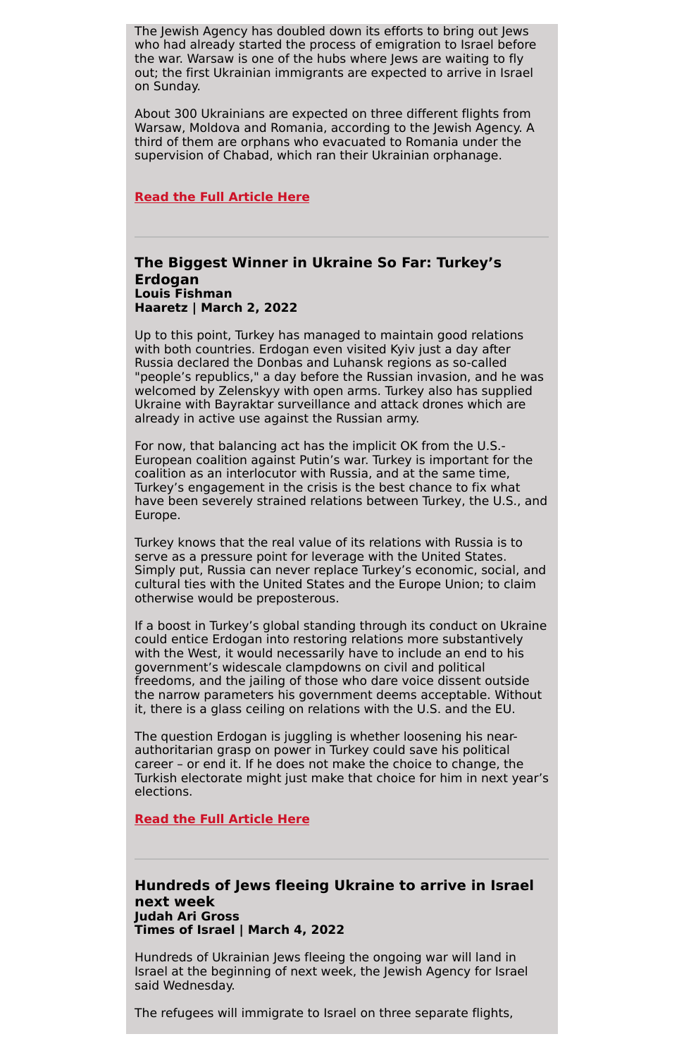The Jewish Agency has doubled down its efforts to bring out Jews who had already started the process of emigration to Israel before the war. Warsaw is one of the hubs where Jews are waiting to fly out; the first Ukrainian immigrants are expected to arrive in Israel on Sunday.

About 300 Ukrainians are expected on three different flights from Warsaw, Moldova and Romania, according to the Jewish Agency. A third of them are orphans who evacuated to Romania under the supervision of Chabad, which ran their Ukrainian orphanage.

**Read the Full Article Here**

---

### The Biggest Winner in Ukraine So Far: Turkey's Erdogan

**Louis Fishman**
**Haaretz | March 2, 2022**

Up to this point, Turkey has managed to maintain good relations with both countries. Erdogan even visited Kyiv just a day after Russia declared the Donbas and Luhansk regions as so-called "people's republics," a day before the Russian invasion, and he was welcomed by Zelenskyy with open arms. Turkey also has supplied Ukraine with Bayraktar surveillance and attack drones which are already in active use against the Russian army.

For now, that balancing act has the implicit OK from the U.S.-European coalition against Putin's war. Turkey is important for the coalition as an interlocutor with Russia, and at the same time, Turkey's engagement in the crisis is the best chance to fix what have been severely strained relations between Turkey, the U.S., and Europe.

Turkey knows that the real value of its relations with Russia is to serve as a pressure point for leverage with the United States. Simply put, Russia can never replace Turkey's economic, social, and cultural ties with the United States and the Europe Union; to claim otherwise would be preposterous.

If a boost in Turkey's global standing through its conduct on Ukraine could entice Erdogan into restoring relations more substantively with the West, it would necessarily have to include an end to his government's widescale clampdowns on civil and political freedoms, and the jailing of those who dare voice dissent outside the narrow parameters his government deems acceptable. Without it, there is a glass ceiling on relations with the U.S. and the EU.

The question Erdogan is juggling is whether loosening his near-authoritarian grasp on power in Turkey could save his political career – or end it. If he does not make the choice to change, the Turkish electorate might just make that choice for him in next year's elections.

**Read the Full Article Here**

---

### Hundreds of Jews fleeing Ukraine to arrive in Israel next week

**Judah Ari Gross**
**Times of Israel | March 4, 2022**

Hundreds of Ukrainian Jews fleeing the ongoing war will land in Israel at the beginning of next week, the Jewish Agency for Israel said Wednesday.

The refugees will immigrate to Israel on three separate flights,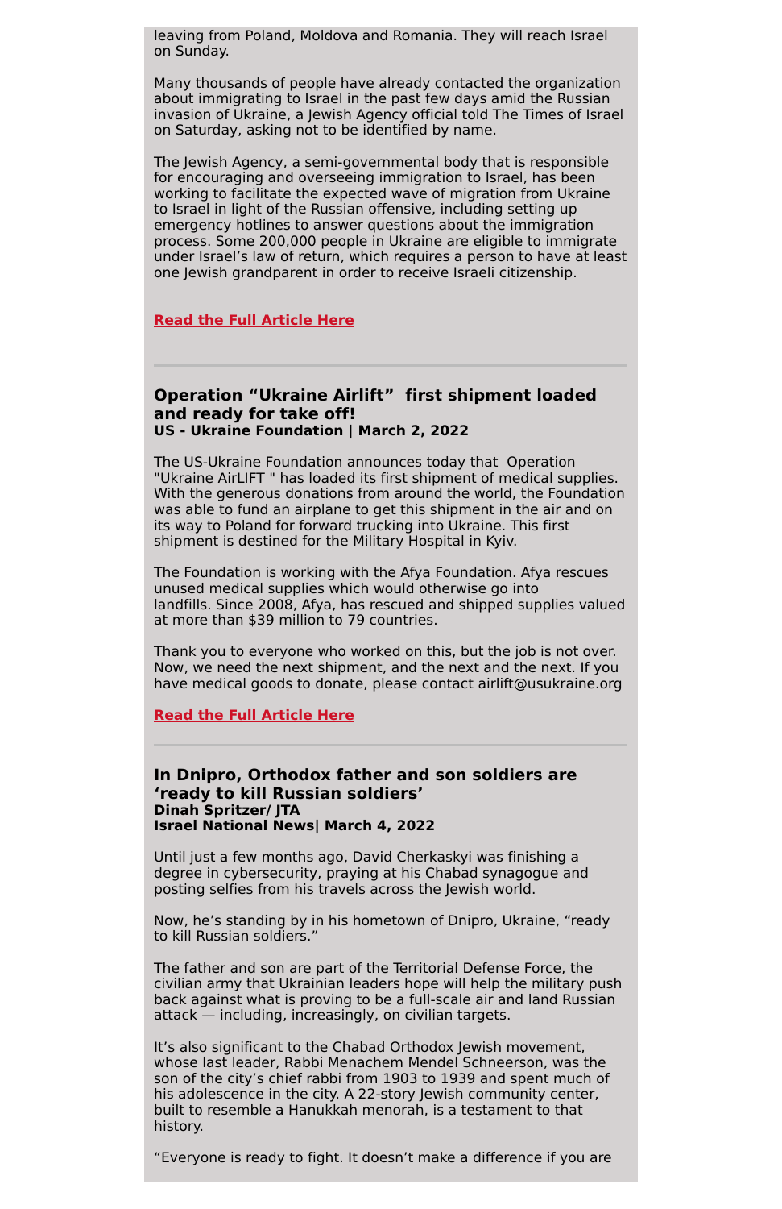leaving from Poland, Moldova and Romania. They will reach Israel on Sunday.

Many thousands of people have already contacted the organization about immigrating to Israel in the past few days amid the Russian invasion of Ukraine, a Jewish Agency official told The Times of Israel on Saturday, asking not to be identified by name.

The Jewish Agency, a semi-governmental body that is responsible for encouraging and overseeing immigration to Israel, has been working to facilitate the expected wave of migration from Ukraine to Israel in light of the Russian offensive, including setting up emergency hotlines to answer questions about the immigration process. Some 200,000 people in Ukraine are eligible to immigrate under Israel's law of return, which requires a person to have at least one Jewish grandparent in order to receive Israeli citizenship.

**Read the Full Article Here**

---

### Operation "Ukraine Airlift" first shipment loaded and ready for take off!

**US - Ukraine Foundation | March 2, 2022**

The US-Ukraine Foundation announces today that Operation "Ukraine AirLIFT " has loaded its first shipment of medical supplies. With the generous donations from around the world, the Foundation was able to fund an airplane to get this shipment in the air and on its way to Poland for forward trucking into Ukraine. This first shipment is destined for the Military Hospital in Kyiv.

The Foundation is working with the Afya Foundation. Afya rescues unused medical supplies which would otherwise go into landfills. Since 2008, Afya, has rescued and shipped supplies valued at more than $39 million to 79 countries.

Thank you to everyone who worked on this, but the job is not over. Now, we need the next shipment, and the next and the next. If you have medical goods to donate, please contact airlift@usukraine.org

**Read the Full Article Here**

---

### In Dnipro, Orthodox father and son soldiers are 'ready to kill Russian soldiers'

**Dinah Spritzer/ JTA**
**Israel National News| March 4, 2022**

Until just a few months ago, David Cherkaskyi was finishing a degree in cybersecurity, praying at his Chabad synagogue and posting selfies from his travels across the Jewish world.

Now, he's standing by in his hometown of Dnipro, Ukraine, "ready to kill Russian soldiers."

The father and son are part of the Territorial Defense Force, the civilian army that Ukrainian leaders hope will help the military push back against what is proving to be a full-scale air and land Russian attack — including, increasingly, on civilian targets.

It's also significant to the Chabad Orthodox Jewish movement, whose last leader, Rabbi Menachem Mendel Schneerson, was the son of the city's chief rabbi from 1903 to 1939 and spent much of his adolescence in the city. A 22-story Jewish community center, built to resemble a Hanukkah menorah, is a testament to that history.

"Everyone is ready to fight. It doesn't make a difference if you are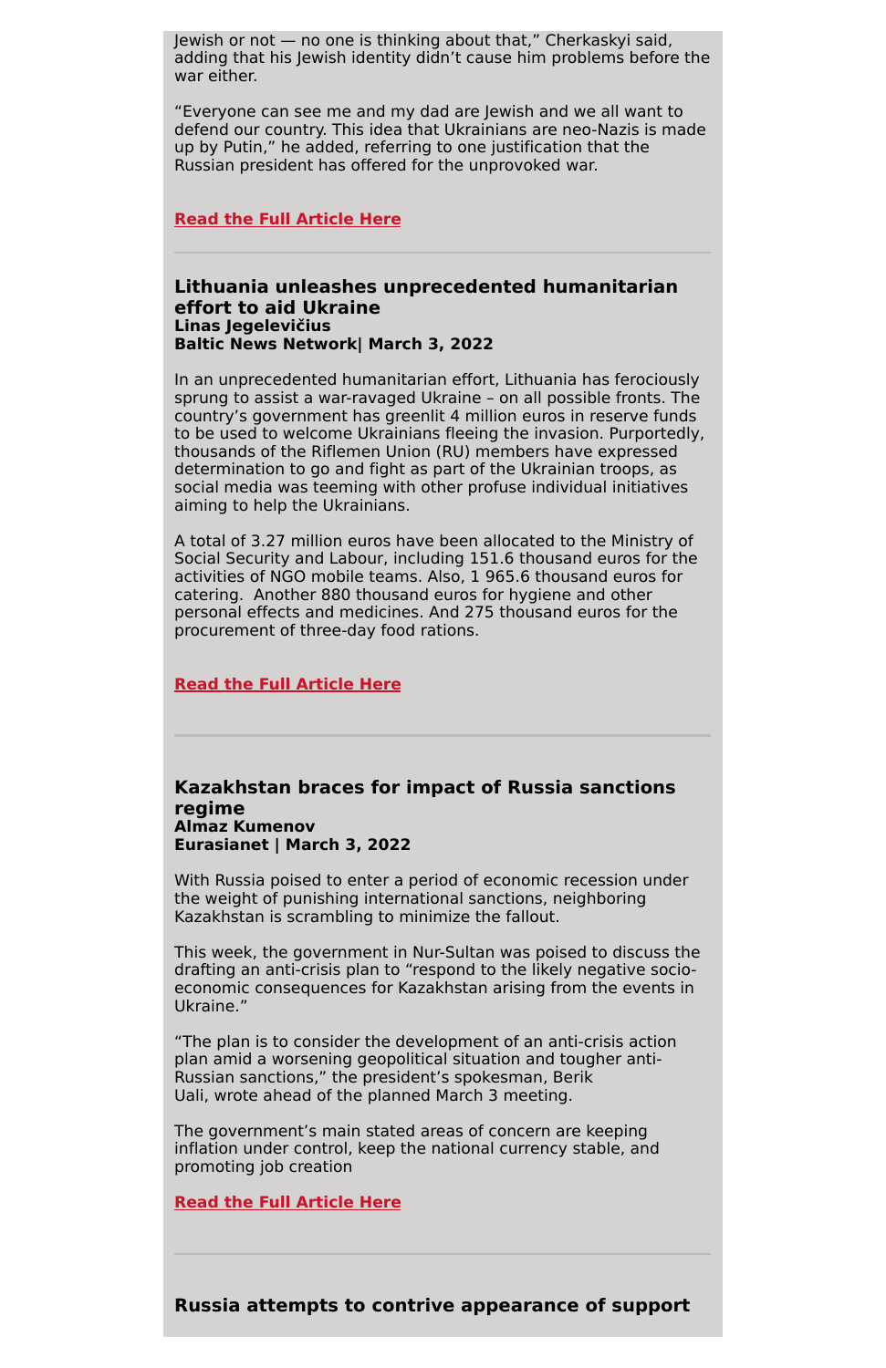Jewish or not — no one is thinking about that," Cherkaskyi said, adding that his Jewish identity didn't cause him problems before the war either.

"Everyone can see me and my dad are Jewish and we all want to defend our country. This idea that Ukrainians are neo-Nazis is made up by Putin," he added, referring to one justification that the Russian president has offered for the unprovoked war.

**Read the Full Article Here**

---

### Lithuania unleashes unprecedented humanitarian effort to aid Ukraine

**Linas Jegelevičius**
**Baltic News Network| March 3, 2022**

In an unprecedented humanitarian effort, Lithuania has ferociously sprung to assist a war-ravaged Ukraine – on all possible fronts. The country's government has greenlit 4 million euros in reserve funds to be used to welcome Ukrainians fleeing the invasion. Purportedly, thousands of the Riflemen Union (RU) members have expressed determination to go and fight as part of the Ukrainian troops, as social media was teeming with other profuse individual initiatives aiming to help the Ukrainians.

A total of 3.27 million euros have been allocated to the Ministry of Social Security and Labour, including 151.6 thousand euros for the activities of NGO mobile teams. Also, 1 965.6 thousand euros for catering. Another 880 thousand euros for hygiene and other personal effects and medicines. And 275 thousand euros for the procurement of three-day food rations.

**Read the Full Article Here**

---

### Kazakhstan braces for impact of Russia sanctions regime

**Almaz Kumenov**
**Eurasianet | March 3, 2022**

With Russia poised to enter a period of economic recession under the weight of punishing international sanctions, neighboring Kazakhstan is scrambling to minimize the fallout.

This week, the government in Nur-Sultan was poised to discuss the drafting an anti-crisis plan to "respond to the likely negative socio-economic consequences for Kazakhstan arising from the events in Ukraine."

"The plan is to consider the development of an anti-crisis action plan amid a worsening geopolitical situation and tougher anti-Russian sanctions," the president's spokesman, Berik Uali, wrote ahead of the planned March 3 meeting.

The government's main stated areas of concern are keeping inflation under control, keep the national currency stable, and promoting job creation

**Read the Full Article Here**

---

### Russia attempts to contrive appearance of support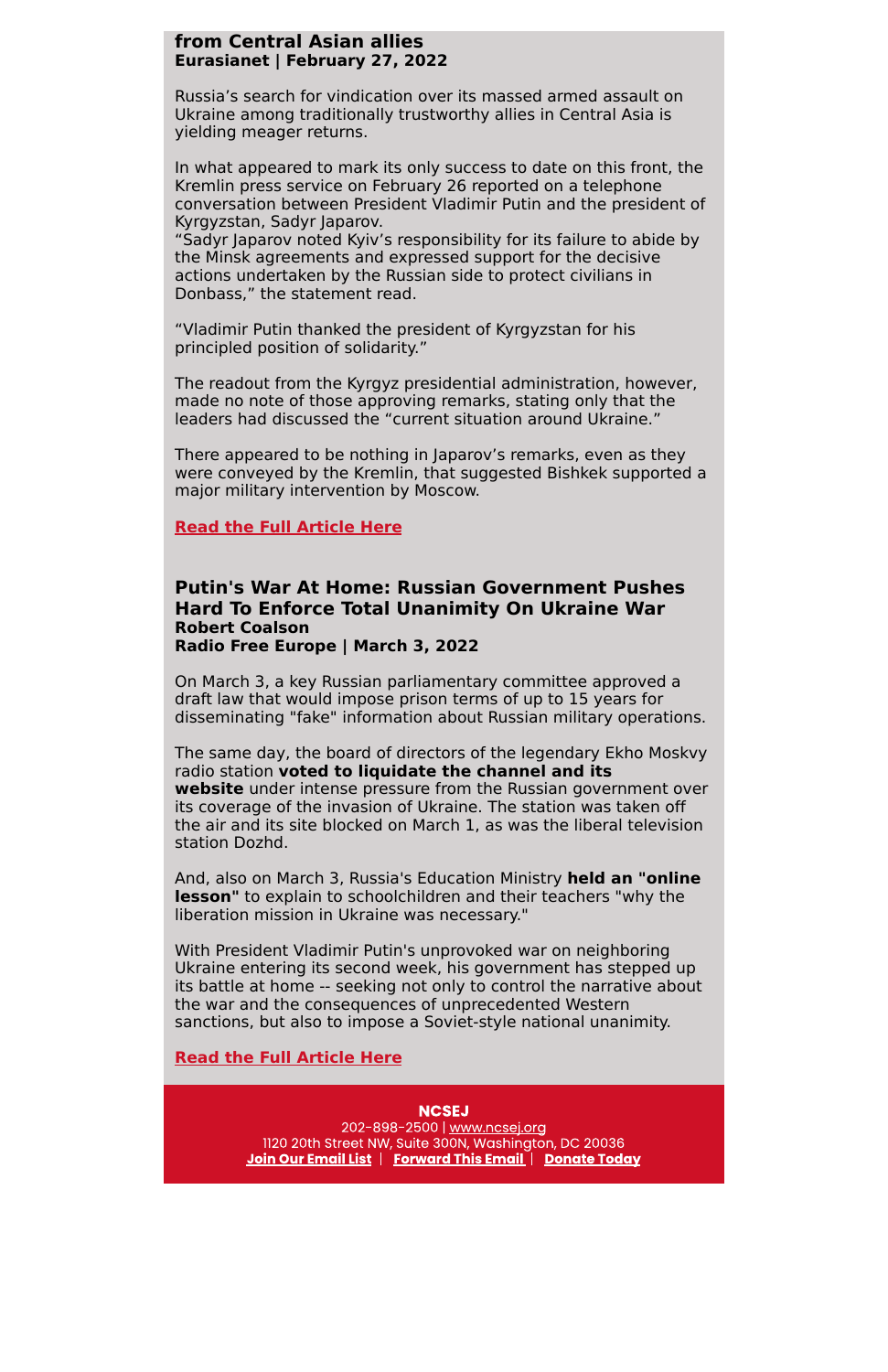**from Central Asian allies**
**Eurasianet | February 27, 2022**

Russia's search for vindication over its massed armed assault on Ukraine among traditionally trustworthy allies in Central Asia is yielding meager returns.

In what appeared to mark its only success to date on this front, the Kremlin press service on February 26 reported on a telephone conversation between President Vladimir Putin and the president of Kyrgyzstan, Sadyr Japarov.
"Sadyr Japarov noted Kyiv's responsibility for its failure to abide by the Minsk agreements and expressed support for the decisive actions undertaken by the Russian side to protect civilians in Donbass," the statement read.

"Vladimir Putin thanked the president of Kyrgyzstan for his principled position of solidarity."

The readout from the Kyrgyz presidential administration, however, made no note of those approving remarks, stating only that the leaders had discussed the "current situation around Ukraine."

There appeared to be nothing in Japarov's remarks, even as they were conveyed by the Kremlin, that suggested Bishkek supported a major military intervention by Moscow.

**Read the Full Article Here**

## Putin's War At Home: Russian Government Pushes Hard To Enforce Total Unanimity On Ukraine War

**Robert Coalson**
**Radio Free Europe | March 3, 2022**

On March 3, a key Russian parliamentary committee approved a draft law that would impose prison terms of up to 15 years for disseminating "fake" information about Russian military operations.

The same day, the board of directors of the legendary Ekho Moskvy radio station **voted to liquidate the channel and its website** under intense pressure from the Russian government over its coverage of the invasion of Ukraine. The station was taken off the air and its site blocked on March 1, as was the liberal television station Dozhd.

And, also on March 3, Russia's Education Ministry **held an "online lesson"** to explain to schoolchildren and their teachers "why the liberation mission in Ukraine was necessary."

With President Vladimir Putin's unprovoked war on neighboring Ukraine entering its second week, his government has stepped up its battle at home -- seeking not only to control the narrative about the war and the consequences of unprecedented Western sanctions, but also to impose a Soviet-style national unanimity.

**Read the Full Article Here**

**NCSEJ**
202-898-2500 | www.ncsej.org
1120 20th Street NW, Suite 300N, Washington, DC 20036
**Join Our Email List** | **Forward This Email** | **Donate Today**